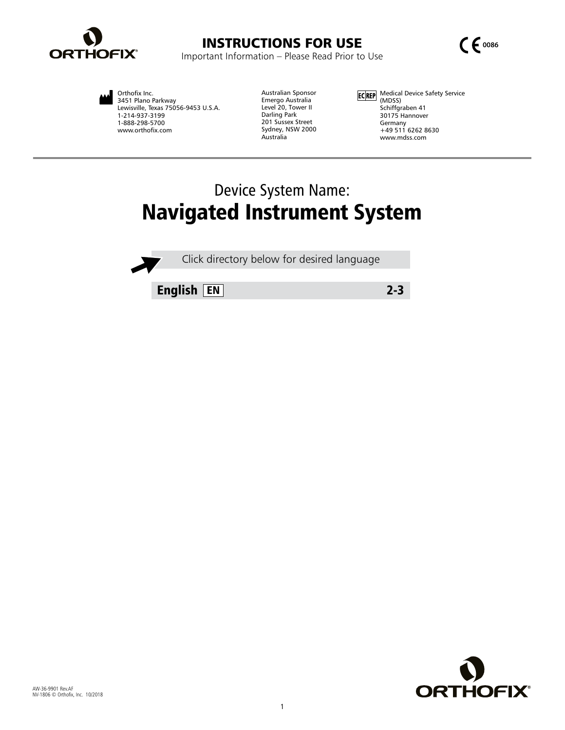# INSTRUCTIONS FOR USE

Important Information – Please Read Prior to Use

0086

Orthofix Inc.
3451 Plano Parkway
Lewisville, Texas 75056-9453 U.S.A.
1-214-937-3199
1-888-298-5700
www.orthofix.com

Australian Sponsor
Emergo Australia
Level 20, Tower II
Darling Park
201 Sussex Street
Sydney, NSW 2000
Australia

EC REP
Medical Device Safety Service (MDSS)
Schiffgraben 41
30175 Hannover
Germany
+49 511 6262 8630
www.mdss.com

Device System Name:

## Navigated Instrument System

Click directory below for desired language

**English** EN **2-3**

AW-36-9901 Rev.AF
NV-1806 © Orthofix, Inc. 10/2018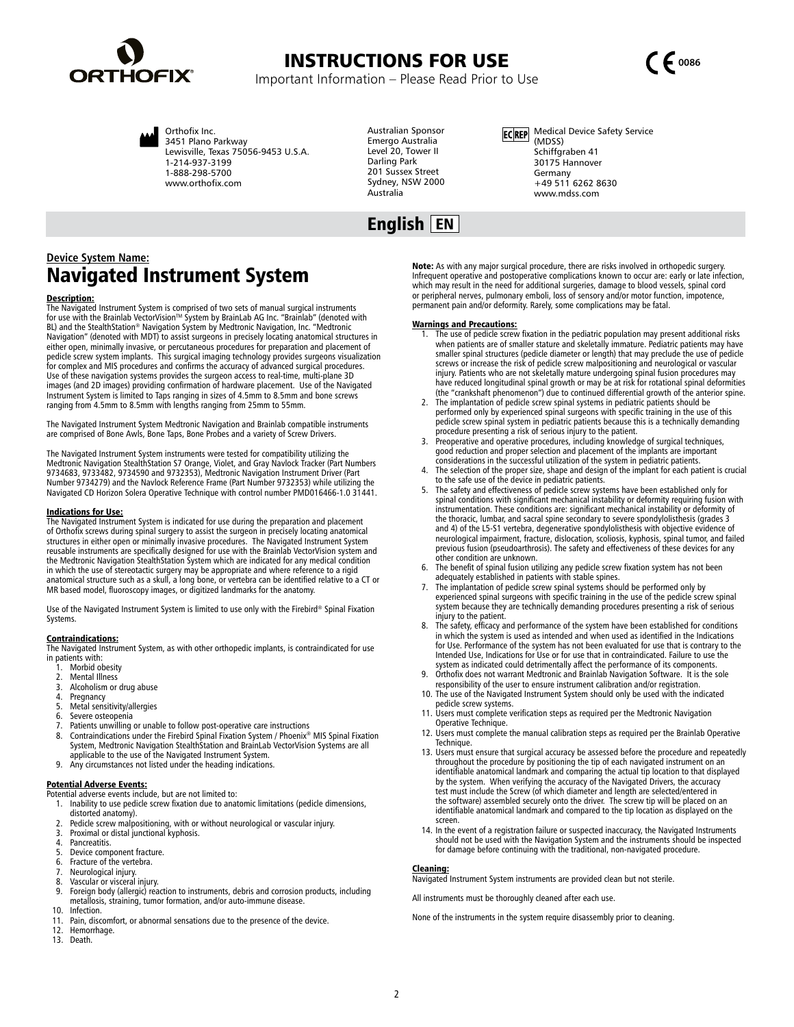# INSTRUCTIONS FOR USE

Important Information – Please Read Prior to Use

CE 0086

Orthofix Inc.
3451 Plano Parkway
Lewisville, Texas 75056-9453 U.S.A.
1-214-937-3199
1-888-298-5700
www.orthofix.com

Australian Sponsor
Emergo Australia
Level 20, Tower II
Darling Park
201 Sussex Street
Sydney, NSW 2000
Australia

EC REP
Medical Device Safety Service (MDSS)
Schiffgraben 41
30175 Hannover
Germany
+49 511 6262 8630
www.mdss.com

## English EN

**Device System Name:**

## Navigated Instrument System

**Description:**

The Navigated Instrument System is comprised of two sets of manual surgical instruments for use with the Brainlab VectorVision™ System by BrainLab AG Inc. "Brainlab" (denoted with BL) and the StealthStation® Navigation System by Medtronic Navigation, Inc. "Medtronic Navigation" (denoted with MDT) to assist surgeons in precisely locating anatomical structures in either open, minimally invasive, or percutaneous procedures for preparation and placement of pedicle screw system implants. This surgical imaging technology provides surgeons visualization for complex and MIS procedures and confirms the accuracy of advanced surgical procedures. Use of these navigation systems provides the surgeon access to real-time, multi-plane 3D images (and 2D images) providing confirmation of hardware placement. Use of the Navigated Instrument System is limited to Taps ranging in sizes of 4.5mm to 8.5mm and bone screws ranging from 4.5mm to 8.5mm with lengths ranging from 25mm to 55mm.

The Navigated Instrument System Medtronic Navigation and Brainlab compatible instruments are comprised of Bone Awls, Bone Taps, Bone Probes and a variety of Screw Drivers.

The Navigated Instrument System instruments were tested for compatibility utilizing the Medtronic Navigation StealthStation S7 Orange, Violet, and Gray Navlock Tracker (Part Numbers 9734683, 9733482, 9734590 and 9732353), Medtronic Navigation Instrument Driver (Part Number 9734279) and the Navlock Reference Frame (Part Number 9732353) while utilizing the Navigated CD Horizon Solera Operative Technique with control number PMD016466-1.0 31441.

**Indications for Use:**

The Navigated Instrument System is indicated for use during the preparation and placement of Orthofix screws during spinal surgery to assist the surgeon in precisely locating anatomical structures in either open or minimally invasive procedures. The Navigated Instrument System reusable instruments are specifically designed for use with the Brainlab VectorVision system and the Medtronic Navigation StealthStation System which are indicated for any medical condition in which the use of stereotactic surgery may be appropriate and where reference to a rigid anatomical structure such as a skull, a long bone, or vertebra can be identified relative to a CT or MR based model, fluoroscopy images, or digitized landmarks for the anatomy.

Use of the Navigated Instrument System is limited to use only with the Firebird® Spinal Fixation Systems.

**Contraindications:**

The Navigated Instrument System, as with other orthopedic implants, is contraindicated for use in patients with:

1. Morbid obesity
2. Mental Illness
3. Alcoholism or drug abuse
4. Pregnancy
5. Metal sensitivity/allergies
6. Severe osteopenia
7. Patients unwilling or unable to follow post-operative care instructions
8. Contraindications under the Firebird Spinal Fixation System / Phoenix® MIS Spinal Fixation System, Medtronic Navigation StealthStation and BrainLab VectorVision Systems are all applicable to the use of the Navigated Instrument System.
9. Any circumstances not listed under the heading indications.

**Potential Adverse Events:**

Potential adverse events include, but are not limited to:

1. Inability to use pedicle screw fixation due to anatomic limitations (pedicle dimensions, distorted anatomy).
2. Pedicle screw malpositioning, with or without neurological or vascular injury.
3. Proximal or distal junctional kyphosis.
4. Pancreatitis.
5. Device component fracture.
6. Fracture of the vertebra.
7. Neurological injury.
8. Vascular or visceral injury.
9. Foreign body (allergic) reaction to instruments, debris and corrosion products, including metallosis, straining, tumor formation, and/or auto-immune disease.
10. Infection.
11. Pain, discomfort, or abnormal sensations due to the presence of the device.
12. Hemorrhage.
13. Death.

**Note:** As with any major surgical procedure, there are risks involved in orthopedic surgery. Infrequent operative and postoperative complications known to occur are: early or late infection, which may result in the need for additional surgeries, damage to blood vessels, spinal cord or peripheral nerves, pulmonary emboli, loss of sensory and/or motor function, impotence, permanent pain and/or deformity. Rarely, some complications may be fatal.

**Warnings and Precautions:**

1. The use of pedicle screw fixation in the pediatric population may present additional risks when patients are of smaller stature and skeletally immature. Pediatric patients may have smaller spinal structures (pedicle diameter or length) that may preclude the use of pedicle screws or increase the risk of pedicle screw malpositioning and neurological or vascular injury. Patients who are not skeletally mature undergoing spinal fusion procedures may have reduced longitudinal spinal growth or may be at risk for rotational spinal deformities (the "crankshaft phenomenon") due to continued differential growth of the anterior spine.
2. The implantation of pedicle screw spinal systems in pediatric patients should be performed only by experienced spinal surgeons with specific training in the use of this pedicle screw spinal system in pediatric patients because this is a technically demanding procedure presenting a risk of serious injury to the patient.
3. Preoperative and operative procedures, including knowledge of surgical techniques, good reduction and proper selection and placement of the implants are important considerations in the successful utilization of the system in pediatric patients.
4. The selection of the proper size, shape and design of the implant for each patient is crucial to the safe use of the device in pediatric patients.
5. The safety and effectiveness of pedicle screw systems have been established only for spinal conditions with significant mechanical instability or deformity requiring fusion with instrumentation. These conditions are: significant mechanical instability or deformity of the thoracic, lumbar, and sacral spine secondary to severe spondylolisthesis (grades 3 and 4) of the L5-S1 vertebra, degenerative spondylolisthesis with objective evidence of neurological impairment, fracture, dislocation, scoliosis, kyphosis, spinal tumor, and failed previous fusion (pseudoarthrosis). The safety and effectiveness of these devices for any other condition are unknown.
6. The benefit of spinal fusion utilizing any pedicle screw fixation system has not been adequately established in patients with stable spines.
7. The implantation of pedicle screw spinal systems should be performed only by experienced spinal surgeons with specific training in the use of the pedicle screw spinal system because they are technically demanding procedures presenting a risk of serious injury to the patient.
8. The safety, efficacy and performance of the system have been established for conditions in which the system is used as intended and when used as identified in the Indications for Use. Performance of the system has not been evaluated for use that is contrary to the Intended Use, Indications for Use or for use that in contraindicated. Failure to use the system as indicated could detrimentally affect the performance of its components.
9. Orthofix does not warrant Medtronic and Brainlab Navigation Software. It is the sole responsibility of the user to ensure instrument calibration and/or registration.
10. The use of the Navigated Instrument System should only be used with the indicated pedicle screw systems.
11. Users must complete verification steps as required per the Medtronic Navigation Operative Technique.
12. Users must complete the manual calibration steps as required per the Brainlab Operative Technique.
13. Users must ensure that surgical accuracy be assessed before the procedure and repeatedly throughout the procedure by positioning the tip of each navigated instrument on an identifiable anatomical landmark and comparing the actual tip location to that displayed by the system. When verifying the accuracy of the Navigated Drivers, the accuracy test must include the Screw (of which diameter and length are selected/entered in the software) assembled securely onto the driver. The screw tip will be placed on an identifiable anatomical landmark and compared to the tip location as displayed on the screen.
14. In the event of a registration failure or suspected inaccuracy, the Navigated Instruments should not be used with the Navigation System and the instruments should be inspected for damage before continuing with the traditional, non-navigated procedure.

**Cleaning:**

Navigated Instrument System instruments are provided clean but not sterile.

All instruments must be thoroughly cleaned after each use.

None of the instruments in the system require disassembly prior to cleaning.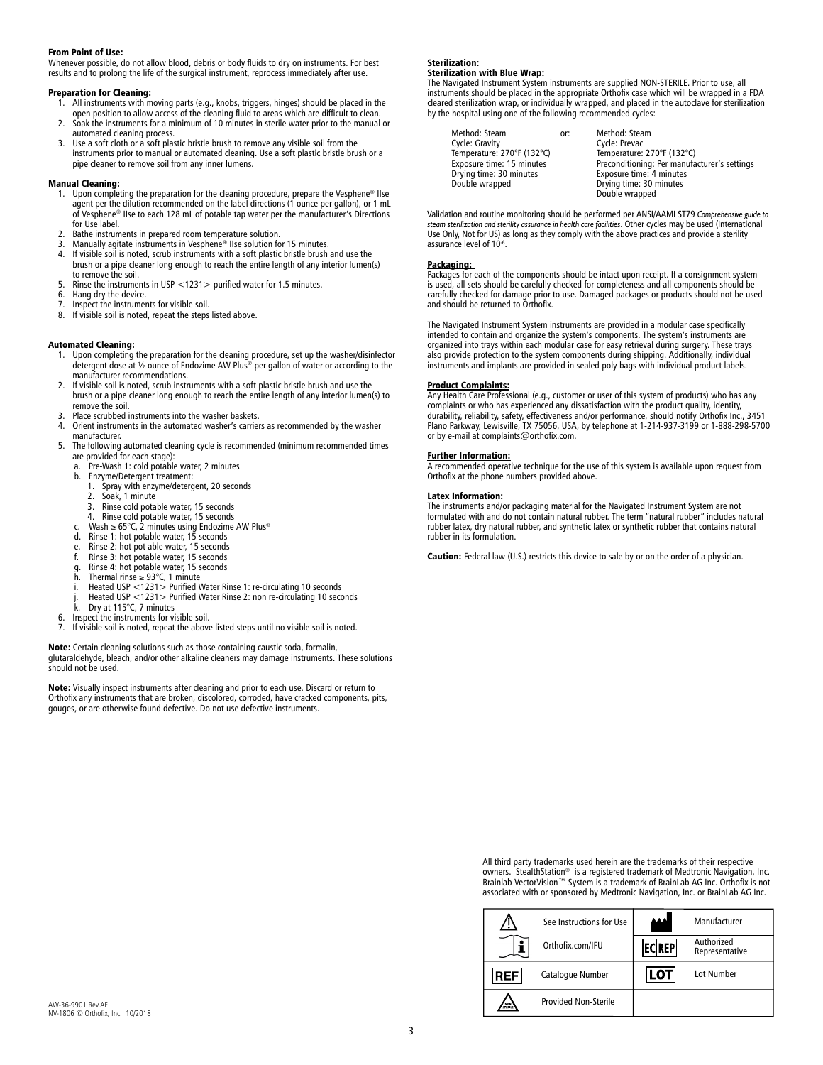**From Point of Use:**

Whenever possible, do not allow blood, debris or body fluids to dry on instruments. For best results and to prolong the life of the surgical instrument, reprocess immediately after use.

**Preparation for Cleaning:**

1. All instruments with moving parts (e.g., knobs, triggers, hinges) should be placed in the open position to allow access of the cleaning fluid to areas which are difficult to clean.
2. Soak the instruments for a minimum of 10 minutes in sterile water prior to the manual or automated cleaning process.
3. Use a soft cloth or a soft plastic bristle brush to remove any visible soil from the instruments prior to manual or automated cleaning. Use a soft plastic bristle brush or a pipe cleaner to remove soil from any inner lumens.

**Manual Cleaning:**

1. Upon completing the preparation for the cleaning procedure, prepare the Vesphene® IIse agent per the dilution recommended on the label directions (1 ounce per gallon), or 1 mL of Vesphene® IIse to each 128 mL of potable tap water per the manufacturer's Directions for Use label.
2. Bathe instruments in prepared room temperature solution.
3. Manually agitate instruments in Vesphene® IIse solution for 15 minutes.
4. If visible soil is noted, scrub instruments with a soft plastic bristle brush and use the brush or a pipe cleaner long enough to reach the entire length of any interior lumen(s) to remove the soil.
5. Rinse the instruments in USP <1231> purified water for 1.5 minutes.
6. Hang dry the device.
7. Inspect the instruments for visible soil.
8. If visible soil is noted, repeat the steps listed above.

**Automated Cleaning:**

1. Upon completing the preparation for the cleaning procedure, set up the washer/disinfector detergent dose at ½ ounce of Endozime AW Plus® per gallon of water or according to the manufacturer recommendations.
2. If visible soil is noted, scrub instruments with a soft plastic bristle brush and use the brush or a pipe cleaner long enough to reach the entire length of any interior lumen(s) to remove the soil.
3. Place scrubbed instruments into the washer baskets.
4. Orient instruments in the automated washer's carriers as recommended by the washer manufacturer.
5. The following automated cleaning cycle is recommended (minimum recommended times are provided for each stage):
   a. Pre-Wash 1: cold potable water, 2 minutes
   b. Enzyme/Detergent treatment:
      1. Spray with enzyme/detergent, 20 seconds
      2. Soak, 1 minute
      3. Rinse cold potable water, 15 seconds
      4. Rinse cold potable water, 15 seconds
   c. Wash ≥ 65°C, 2 minutes using Endozime AW Plus®
   d. Rinse 1: hot potable water, 15 seconds
   e. Rinse 2: hot pot able water, 15 seconds
   f. Rinse 3: hot potable water, 15 seconds
   g. Rinse 4: hot potable water, 15 seconds
   h. Thermal rinse ≥ 93°C, 1 minute
   i. Heated USP <1231> Purified Water Rinse 1: re-circulating 10 seconds
   j. Heated USP <1231> Purified Water Rinse 2: non re-circulating 10 seconds
   k. Dry at 115°C, 7 minutes
6. Inspect the instruments for visible soil.
7. If visible soil is noted, repeat the above listed steps until no visible soil is noted.

**Note:** Certain cleaning solutions such as those containing caustic soda, formalin, glutaraldehyde, bleach, and/or other alkaline cleaners may damage instruments. These solutions should not be used.

**Note:** Visually inspect instruments after cleaning and prior to each use. Discard or return to Orthofix any instruments that are broken, discolored, corroded, have cracked components, pits, gouges, or are otherwise found defective. Do not use defective instruments.

**Sterilization:**

**Sterilization with Blue Wrap:**

The Navigated Instrument System instruments are supplied NON-STERILE. Prior to use, all instruments should be placed in the appropriate Orthofix case which will be wrapped in a FDA cleared sterilization wrap, or individually wrapped, and placed in the autoclave for sterilization by the hospital using one of the following recommended cycles:

| | | |
|---|---|---|
| Method: Steam | or: | Method: Steam |
| Cycle: Gravity | | Cycle: Prevac |
| Temperature: 270°F (132°C) | | Temperature: 270°F (132°C) |
| Exposure time: 15 minutes | | Preconditioning: Per manufacturer's settings |
| Drying time: 30 minutes | | Exposure time: 4 minutes |
| Double wrapped | | Drying time: 30 minutes |
| | | Double wrapped |

Validation and routine monitoring should be performed per ANSI/AAMI ST79 *Comprehensive guide to steam sterilization and sterility assurance in health care facilities*. Other cycles may be used (International Use Only, Not for US) as long as they comply with the above practices and provide a sterility assurance level of $10^{-6}$.

**Packaging:**

Packages for each of the components should be intact upon receipt. If a consignment system is used, all sets should be carefully checked for completeness and all components should be carefully checked for damage prior to use. Damaged packages or products should not be used and should be returned to Orthofix.

The Navigated Instrument System instruments are provided in a modular case specifically intended to contain and organize the system's components. The system's instruments are organized into trays within each modular case for easy retrieval during surgery. These trays also provide protection to the system components during shipping. Additionally, individual instruments and implants are provided in sealed poly bags with individual product labels.

**Product Complaints:**

Any Health Care Professional (e.g., customer or user of this system of products) who has any complaints or who has experienced any dissatisfaction with the product quality, identity, durability, reliability, safety, effectiveness and/or performance, should notify Orthofix Inc., 3451 Plano Parkway, Lewisville, TX 75056, USA, by telephone at 1-214-937-3199 or 1-888-298-5700 or by e-mail at complaints@orthofix.com.

**Further Information:**

A recommended operative technique for the use of this system is available upon request from Orthofix at the phone numbers provided above.

**Latex Information:**

The instruments and/or packaging material for the Navigated Instrument System are not formulated with and do not contain natural rubber. The term "natural rubber" includes natural rubber latex, dry natural rubber, and synthetic latex or synthetic rubber that contains natural rubber in its formulation.

**Caution:** Federal law (U.S.) restricts this device to sale by or on the order of a physician.

All third party trademarks used herein are the trademarks of their respective owners. StealthStation® is a registered trademark of Medtronic Navigation, Inc. Brainlab VectorVision™ System is a trademark of BrainLab AG Inc. Orthofix is not associated with or sponsored by Medtronic Navigation, Inc. or BrainLab AG Inc.

| | | | |
|---|---|---|---|
| ⚠ | See Instructions for Use | | Manufacturer |
| i | Orthofix.com/IFU | EC REP | Authorized Representative |
| REF | Catalogue Number | LOT | Lot Number |
| | Provided Non-Sterile | | |

AW-36-9901 Rev.AF
NV-1806 © Orthofix, Inc. 10/2018